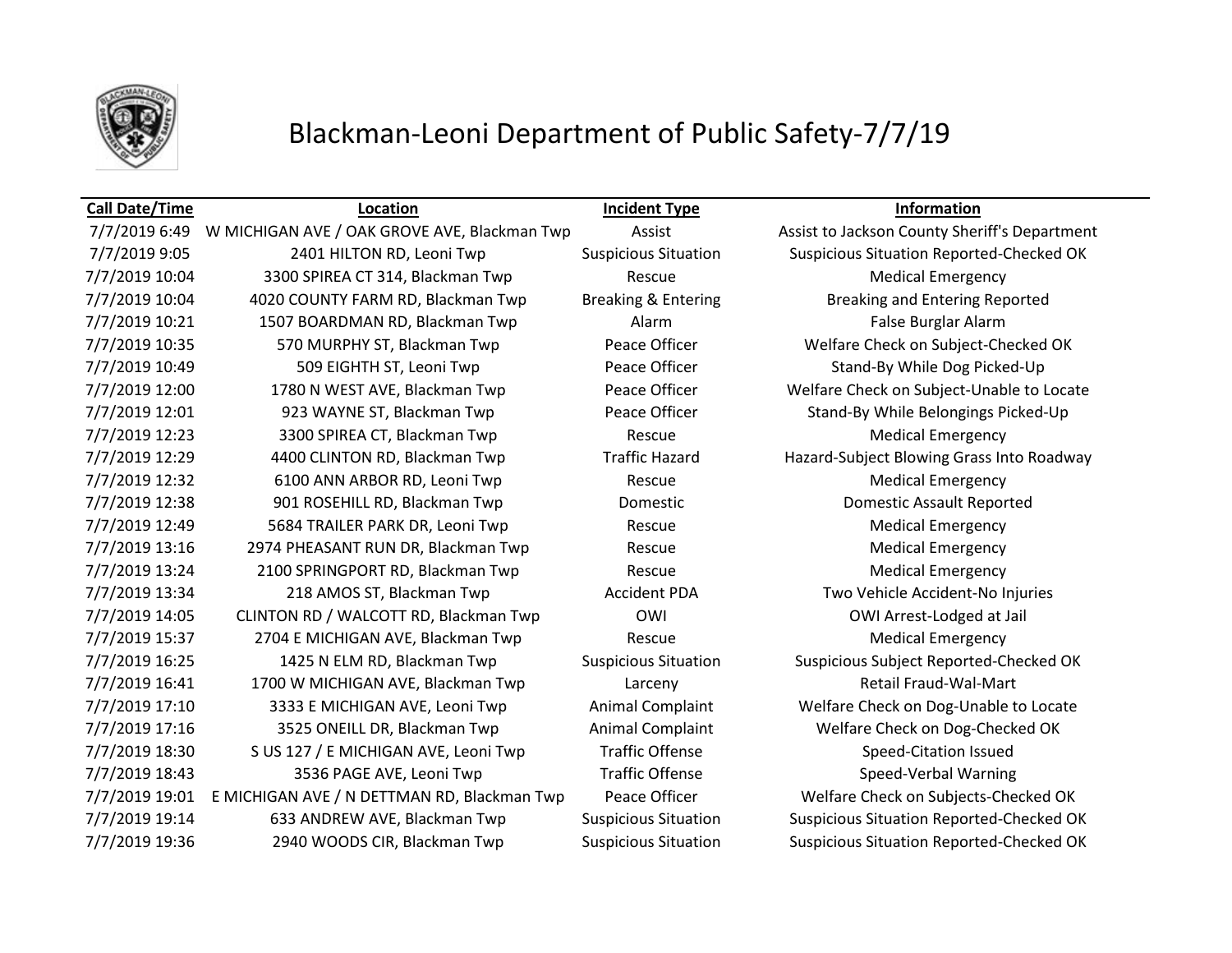# Blackman-Leoni Department of Public Safety-7/7/19

| Call Date/Time | Location | Incident Type | Information |
|---|---|---|---|
| 7/7/2019 6:49 | W MICHIGAN AVE / OAK GROVE AVE, Blackman Twp | Assist | Assist to Jackson County Sheriff's Department |
| 7/7/2019 9:05 | 2401 HILTON RD, Leoni Twp | Suspicious Situation | Suspicious Situation Reported-Checked OK |
| 7/7/2019 10:04 | 3300 SPIREA CT 314, Blackman Twp | Rescue | Medical Emergency |
| 7/7/2019 10:04 | 4020 COUNTY FARM RD, Blackman Twp | Breaking & Entering | Breaking and Entering Reported |
| 7/7/2019 10:21 | 1507 BOARDMAN RD, Blackman Twp | Alarm | False Burglar Alarm |
| 7/7/2019 10:35 | 570 MURPHY ST, Blackman Twp | Peace Officer | Welfare Check on Subject-Checked OK |
| 7/7/2019 10:49 | 509 EIGHTH ST, Leoni Twp | Peace Officer | Stand-By While Dog Picked-Up |
| 7/7/2019 12:00 | 1780 N WEST AVE, Blackman Twp | Peace Officer | Welfare Check on Subject-Unable to Locate |
| 7/7/2019 12:01 | 923 WAYNE ST, Blackman Twp | Peace Officer | Stand-By While Belongings Picked-Up |
| 7/7/2019 12:23 | 3300 SPIREA CT, Blackman Twp | Rescue | Medical Emergency |
| 7/7/2019 12:29 | 4400 CLINTON RD, Blackman Twp | Traffic Hazard | Hazard-Subject Blowing Grass Into Roadway |
| 7/7/2019 12:32 | 6100 ANN ARBOR RD, Leoni Twp | Rescue | Medical Emergency |
| 7/7/2019 12:38 | 901 ROSEHILL RD, Blackman Twp | Domestic | Domestic Assault Reported |
| 7/7/2019 12:49 | 5684 TRAILER PARK DR, Leoni Twp | Rescue | Medical Emergency |
| 7/7/2019 13:16 | 2974 PHEASANT RUN DR, Blackman Twp | Rescue | Medical Emergency |
| 7/7/2019 13:24 | 2100 SPRINGPORT RD, Blackman Twp | Rescue | Medical Emergency |
| 7/7/2019 13:34 | 218 AMOS ST, Blackman Twp | Accident PDA | Two Vehicle Accident-No Injuries |
| 7/7/2019 14:05 | CLINTON RD / WALCOTT RD, Blackman Twp | OWI | OWI Arrest-Lodged at Jail |
| 7/7/2019 15:37 | 2704 E MICHIGAN AVE, Blackman Twp | Rescue | Medical Emergency |
| 7/7/2019 16:25 | 1425 N ELM RD, Blackman Twp | Suspicious Situation | Suspicious Subject Reported-Checked OK |
| 7/7/2019 16:41 | 1700 W MICHIGAN AVE, Blackman Twp | Larceny | Retail Fraud-Wal-Mart |
| 7/7/2019 17:10 | 3333 E MICHIGAN AVE, Leoni Twp | Animal Complaint | Welfare Check on Dog-Unable to Locate |
| 7/7/2019 17:16 | 3525 ONEILL DR, Blackman Twp | Animal Complaint | Welfare Check on Dog-Checked OK |
| 7/7/2019 18:30 | S US 127 / E MICHIGAN AVE, Leoni Twp | Traffic Offense | Speed-Citation Issued |
| 7/7/2019 18:43 | 3536 PAGE AVE, Leoni Twp | Traffic Offense | Speed-Verbal Warning |
| 7/7/2019 19:01 | E MICHIGAN AVE / N DETTMAN RD, Blackman Twp | Peace Officer | Welfare Check on Subjects-Checked OK |
| 7/7/2019 19:14 | 633 ANDREW AVE, Blackman Twp | Suspicious Situation | Suspicious Situation Reported-Checked OK |
| 7/7/2019 19:36 | 2940 WOODS CIR, Blackman Twp | Suspicious Situation | Suspicious Situation Reported-Checked OK |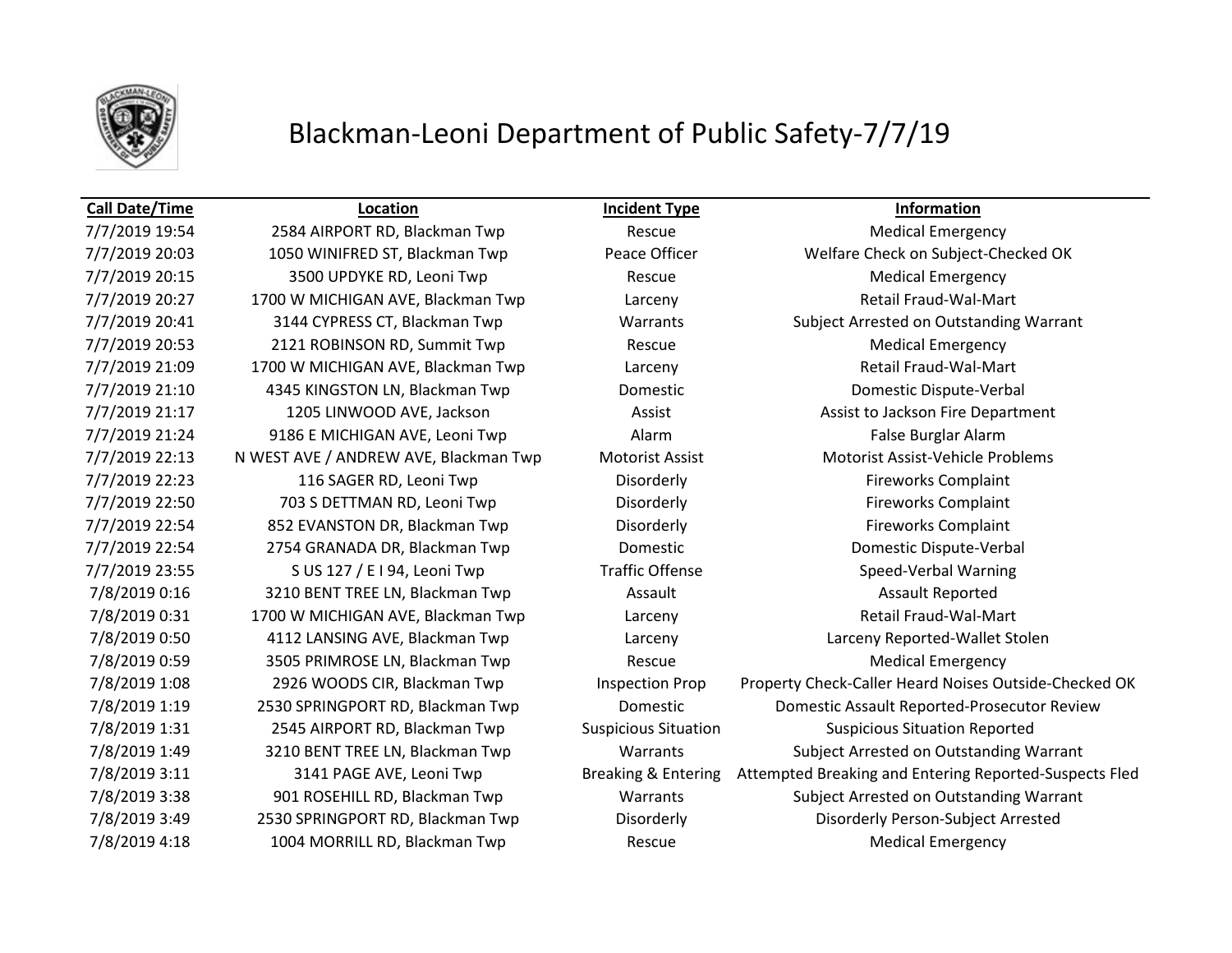# Blackman-Leoni Department of Public Safety-7/7/19

| Call Date/Time | Location | Incident Type | Information |
|---|---|---|---|
| 7/7/2019 19:54 | 2584 AIRPORT RD, Blackman Twp | Rescue | Medical Emergency |
| 7/7/2019 20:03 | 1050 WINIFRED ST, Blackman Twp | Peace Officer | Welfare Check on Subject-Checked OK |
| 7/7/2019 20:15 | 3500 UPDYKE RD, Leoni Twp | Rescue | Medical Emergency |
| 7/7/2019 20:27 | 1700 W MICHIGAN AVE, Blackman Twp | Larceny | Retail Fraud-Wal-Mart |
| 7/7/2019 20:41 | 3144 CYPRESS CT, Blackman Twp | Warrants | Subject Arrested on Outstanding Warrant |
| 7/7/2019 20:53 | 2121 ROBINSON RD, Summit Twp | Rescue | Medical Emergency |
| 7/7/2019 21:09 | 1700 W MICHIGAN AVE, Blackman Twp | Larceny | Retail Fraud-Wal-Mart |
| 7/7/2019 21:10 | 4345 KINGSTON LN, Blackman Twp | Domestic | Domestic Dispute-Verbal |
| 7/7/2019 21:17 | 1205 LINWOOD AVE, Jackson | Assist | Assist to Jackson Fire Department |
| 7/7/2019 21:24 | 9186 E MICHIGAN AVE, Leoni Twp | Alarm | False Burglar Alarm |
| 7/7/2019 22:13 | N WEST AVE / ANDREW AVE, Blackman Twp | Motorist Assist | Motorist Assist-Vehicle Problems |
| 7/7/2019 22:23 | 116 SAGER RD, Leoni Twp | Disorderly | Fireworks Complaint |
| 7/7/2019 22:50 | 703 S DETTMAN RD, Leoni Twp | Disorderly | Fireworks Complaint |
| 7/7/2019 22:54 | 852 EVANSTON DR, Blackman Twp | Disorderly | Fireworks Complaint |
| 7/7/2019 22:54 | 2754 GRANADA DR, Blackman Twp | Domestic | Domestic Dispute-Verbal |
| 7/7/2019 23:55 | S US 127 / E I 94, Leoni Twp | Traffic Offense | Speed-Verbal Warning |
| 7/8/2019 0:16 | 3210 BENT TREE LN, Blackman Twp | Assault | Assault Reported |
| 7/8/2019 0:31 | 1700 W MICHIGAN AVE, Blackman Twp | Larceny | Retail Fraud-Wal-Mart |
| 7/8/2019 0:50 | 4112 LANSING AVE, Blackman Twp | Larceny | Larceny Reported-Wallet Stolen |
| 7/8/2019 0:59 | 3505 PRIMROSE LN, Blackman Twp | Rescue | Medical Emergency |
| 7/8/2019 1:08 | 2926 WOODS CIR, Blackman Twp | Inspection Prop | Property Check-Caller Heard Noises Outside-Checked OK |
| 7/8/2019 1:19 | 2530 SPRINGPORT RD, Blackman Twp | Domestic | Domestic Assault Reported-Prosecutor Review |
| 7/8/2019 1:31 | 2545 AIRPORT RD, Blackman Twp | Suspicious Situation | Suspicious Situation Reported |
| 7/8/2019 1:49 | 3210 BENT TREE LN, Blackman Twp | Warrants | Subject Arrested on Outstanding Warrant |
| 7/8/2019 3:11 | 3141 PAGE AVE, Leoni Twp | Breaking & Entering | Attempted Breaking and Entering Reported-Suspects Fled |
| 7/8/2019 3:38 | 901 ROSEHILL RD, Blackman Twp | Warrants | Subject Arrested on Outstanding Warrant |
| 7/8/2019 3:49 | 2530 SPRINGPORT RD, Blackman Twp | Disorderly | Disorderly Person-Subject Arrested |
| 7/8/2019 4:18 | 1004 MORRILL RD, Blackman Twp | Rescue | Medical Emergency |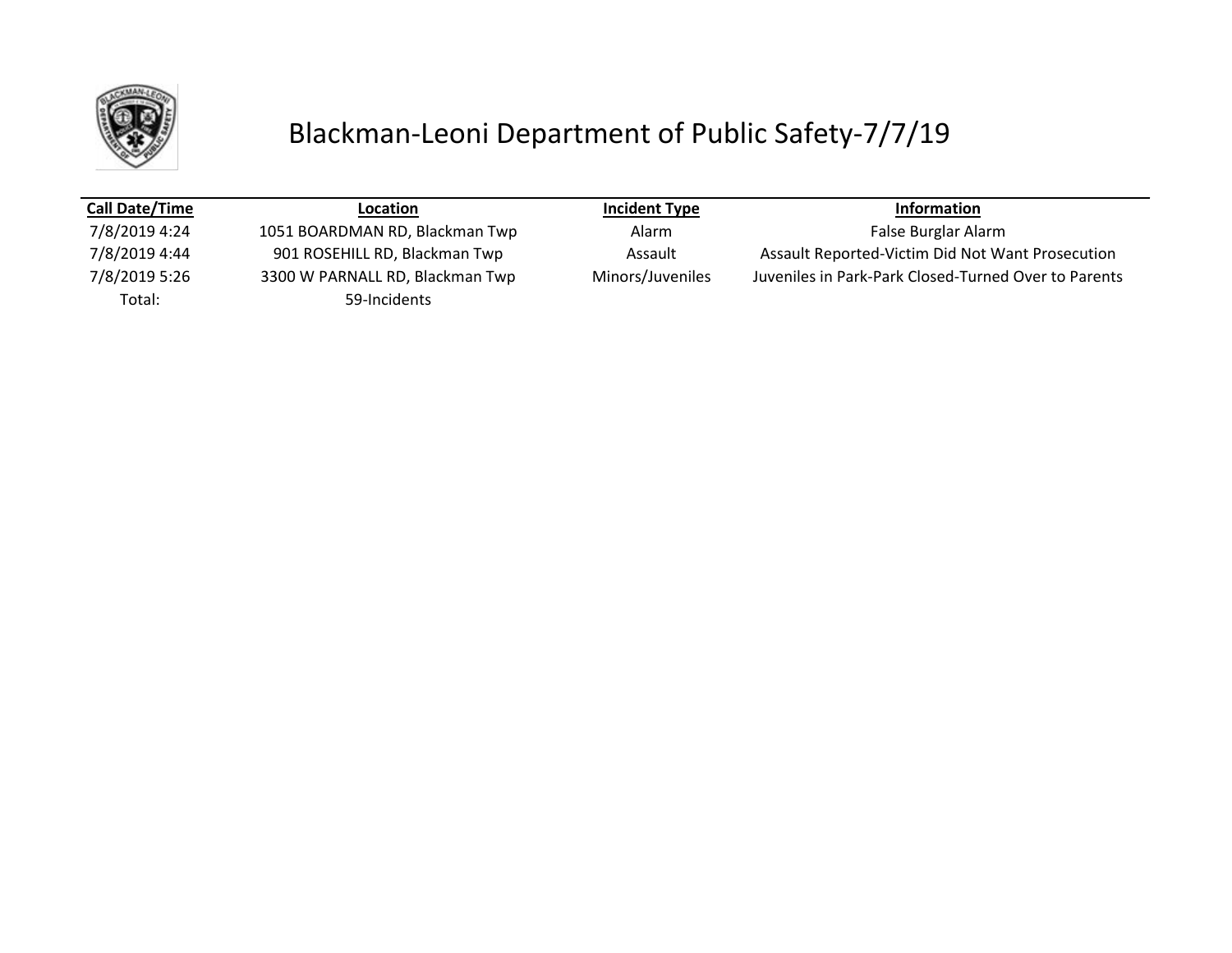# Blackman-Leoni Department of Public Safety-7/7/19

| Call Date/Time | Location | Incident Type | Information |
|---|---|---|---|
| 7/8/2019 4:24 | 1051 BOARDMAN RD, Blackman Twp | Alarm | False Burglar Alarm |
| 7/8/2019 4:44 | 901 ROSEHILL RD, Blackman Twp | Assault | Assault Reported-Victim Did Not Want Prosecution |
| 7/8/2019 5:26 | 3300 W PARNALL RD, Blackman Twp | Minors/Juveniles | Juveniles in Park-Park Closed-Turned Over to Parents |
| Total: | 59-Incidents | | |